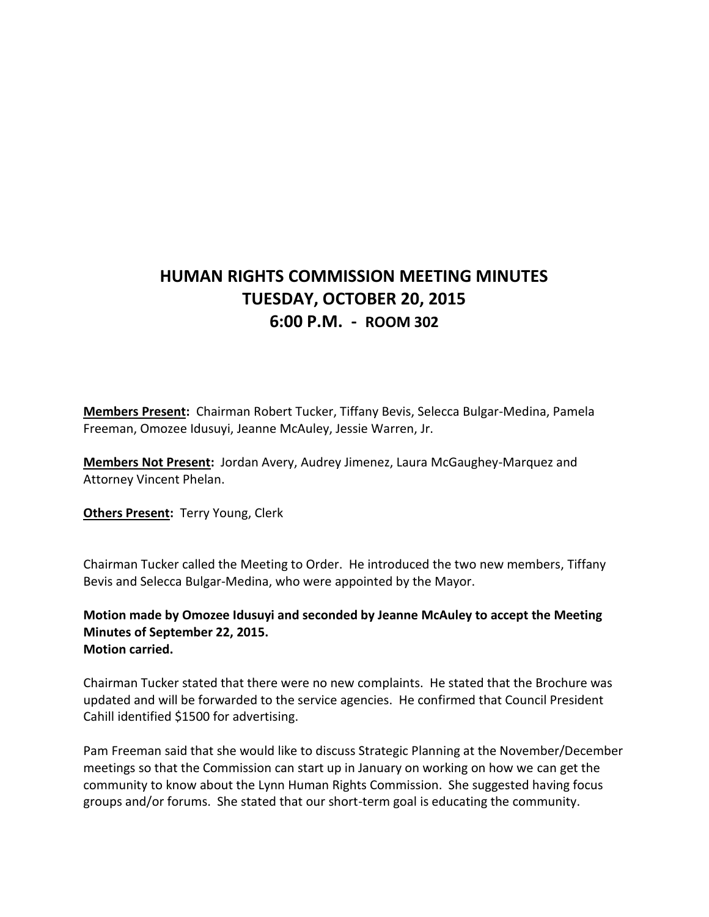# HUMAN RIGHTS COMMISSION MEETING MINUTES
# TUESDAY, OCTOBER 20, 2015
# 6:00 P.M. - ROOM 302

**Members Present:** Chairman Robert Tucker, Tiffany Bevis, Selecca Bulgar-Medina, Pamela Freeman, Omozee Idusuyi, Jeanne McAuley, Jessie Warren, Jr.

**Members Not Present:** Jordan Avery, Audrey Jimenez, Laura McGaughey-Marquez and Attorney Vincent Phelan.

**Others Present:** Terry Young, Clerk

Chairman Tucker called the Meeting to Order. He introduced the two new members, Tiffany Bevis and Selecca Bulgar-Medina, who were appointed by the Mayor.

**Motion made by Omozee Idusuyi and seconded by Jeanne McAuley to accept the Meeting Minutes of September 22, 2015.**
**Motion carried.**

Chairman Tucker stated that there were no new complaints. He stated that the Brochure was updated and will be forwarded to the service agencies. He confirmed that Council President Cahill identified $1500 for advertising.

Pam Freeman said that she would like to discuss Strategic Planning at the November/December meetings so that the Commission can start up in January on working on how we can get the community to know about the Lynn Human Rights Commission. She suggested having focus groups and/or forums. She stated that our short-term goal is educating the community.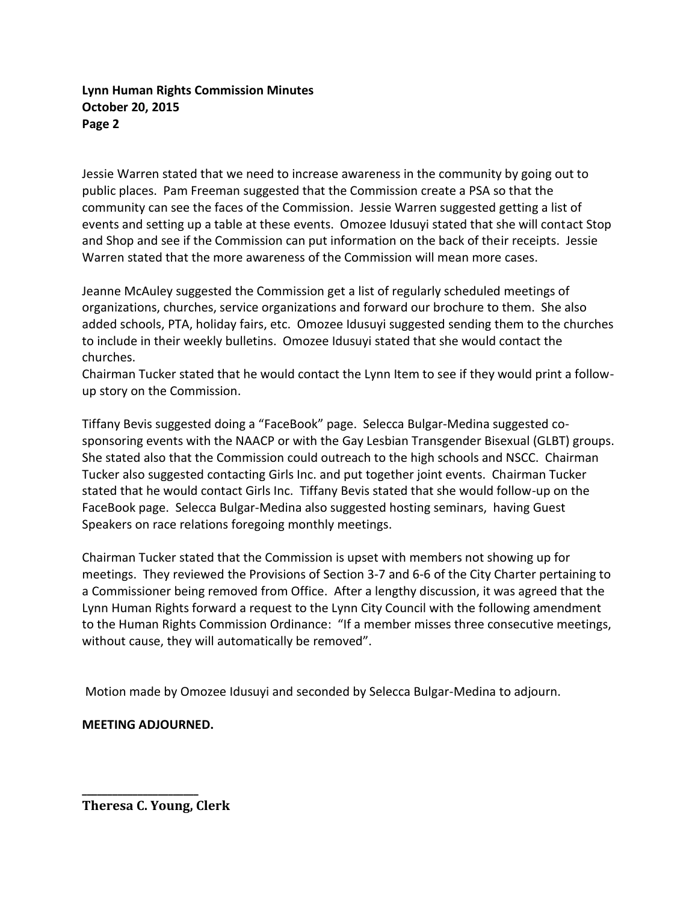Jessie Warren stated that we need to increase awareness in the community by going out to public places. Pam Freeman suggested that the Commission create a PSA so that the community can see the faces of the Commission. Jessie Warren suggested getting a list of events and setting up a table at these events. Omozee Idusuyi stated that she will contact Stop and Shop and see if the Commission can put information on the back of their receipts. Jessie Warren stated that the more awareness of the Commission will mean more cases.

Jeanne McAuley suggested the Commission get a list of regularly scheduled meetings of organizations, churches, service organizations and forward our brochure to them. She also added schools, PTA, holiday fairs, etc. Omozee Idusuyi suggested sending them to the churches to include in their weekly bulletins. Omozee Idusuyi stated that she would contact the churches.
Chairman Tucker stated that he would contact the Lynn Item to see if they would print a follow-up story on the Commission.

Tiffany Bevis suggested doing a "FaceBook" page. Selecca Bulgar-Medina suggested co-sponsoring events with the NAACP or with the Gay Lesbian Transgender Bisexual (GLBT) groups. She stated also that the Commission could outreach to the high schools and NSCC. Chairman Tucker also suggested contacting Girls Inc. and put together joint events. Chairman Tucker stated that he would contact Girls Inc. Tiffany Bevis stated that she would follow-up on the FaceBook page. Selecca Bulgar-Medina also suggested hosting seminars, having Guest Speakers on race relations foregoing monthly meetings.

Chairman Tucker stated that the Commission is upset with members not showing up for meetings. They reviewed the Provisions of Section 3-7 and 6-6 of the City Charter pertaining to a Commissioner being removed from Office. After a lengthy discussion, it was agreed that the Lynn Human Rights forward a request to the Lynn City Council with the following amendment to the Human Rights Commission Ordinance: "If a member misses three consecutive meetings, without cause, they will automatically be removed".

Motion made by Omozee Idusuyi and seconded by Selecca Bulgar-Medina to adjourn.

**MEETING ADJOURNED.**

\_\_\_\_\_\_\_\_\_\_\_\_\_\_\_\_\_\_\_\_
**Theresa C. Young, Clerk**